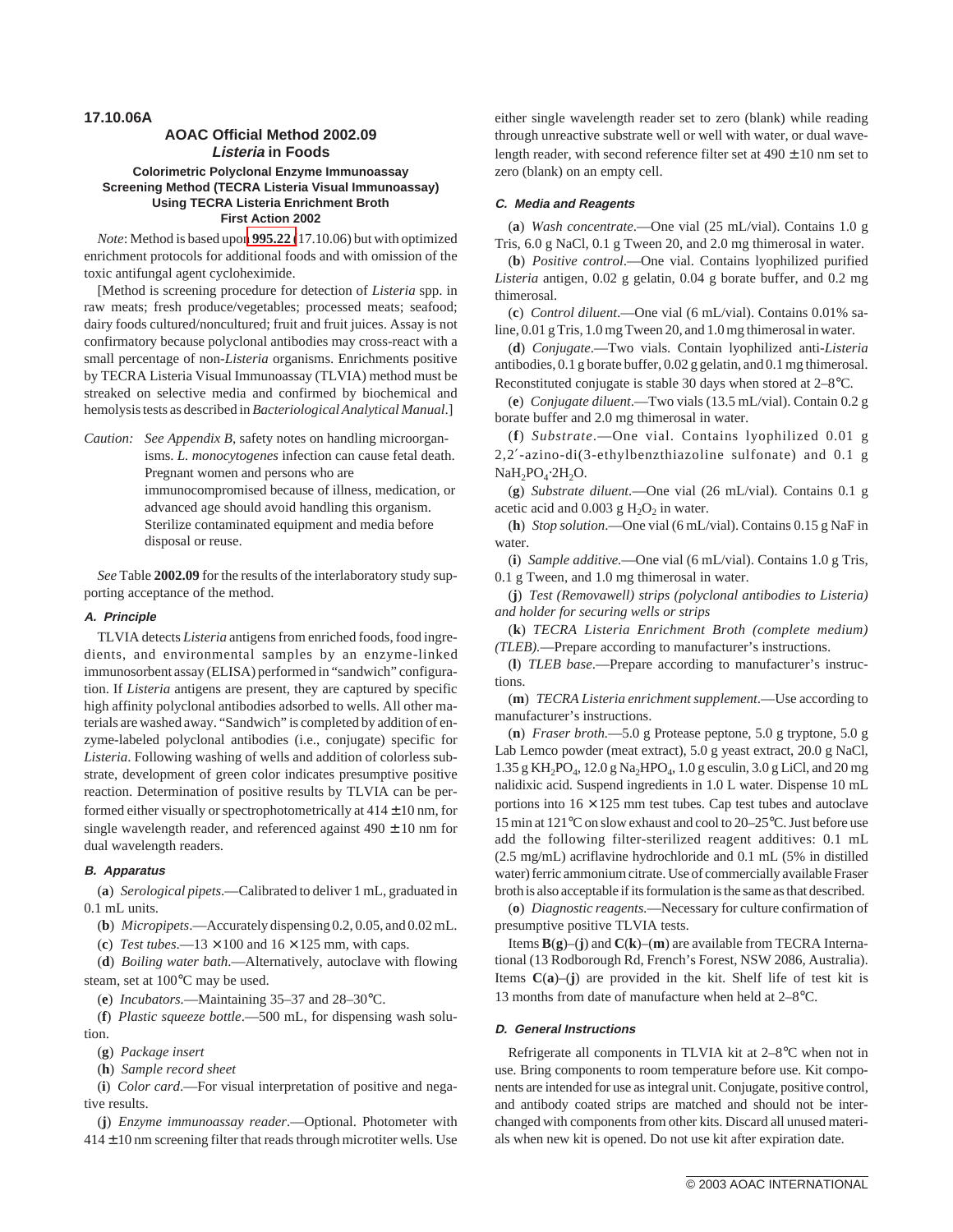**17.10.06A**

## AOAC Official Method 2002.09
## *Listeria* in Foods

### Colorimetric Polyclonal Enzyme Immunoassay Screening Method (TECRA Listeria Visual Immunoassay) Using TECRA Listeria Enrichment Broth
### First Action 2002

*Note*: Method is based upon **995.22** (17.10.06) but with optimized enrichment protocols for additional foods and with omission of the toxic antifungal agent cycloheximide.

[Method is screening procedure for detection of *Listeria* spp. in raw meats; fresh produce/vegetables; processed meats; seafood; dairy foods cultured/noncultured; fruit and fruit juices. Assay is not confirmatory because polyclonal antibodies may cross-react with a small percentage of non-*Listeria* organisms. Enrichments positive by TECRA Listeria Visual Immunoassay (TLVIA) method must be streaked on selective media and confirmed by biochemical and hemolysis tests as described in *Bacteriological Analytical Manual*.]

*Caution*: *See Appendix B*, safety notes on handling microorganisms. *L. monocytogenes* infection can cause fetal death. Pregnant women and persons who are immunocompromised because of illness, medication, or advanced age should avoid handling this organism. Sterilize contaminated equipment and media before disposal or reuse.

*See* Table **2002.09** for the results of the interlaboratory study supporting acceptance of the method.

#### A. Principle

TLVIA detects *Listeria* antigens from enriched foods, food ingredients, and environmental samples by an enzyme-linked immunosorbent assay (ELISA) performed in "sandwich" configuration. If *Listeria* antigens are present, they are captured by specific high affinity polyclonal antibodies adsorbed to wells. All other materials are washed away. "Sandwich" is completed by addition of enzyme-labeled polyclonal antibodies (i.e., conjugate) specific for *Listeria*. Following washing of wells and addition of colorless substrate, development of green color indicates presumptive positive reaction. Determination of positive results by TLVIA can be performed either visually or spectrophotometrically at 414 ± 10 nm, for single wavelength reader, and referenced against 490 ± 10 nm for dual wavelength readers.

#### B. Apparatus

(**a**) *Serological pipets*.—Calibrated to deliver 1 mL, graduated in 0.1 mL units.

(**b**) *Micropipets*.—Accurately dispensing 0.2, 0.05, and 0.02 mL.

(**c**) *Test tubes*.—13 × 100 and 16 × 125 mm, with caps.

(**d**) *Boiling water bath*.—Alternatively, autoclave with flowing steam, set at 100°C may be used.

(**e**) *Incubators*.—Maintaining 35–37 and 28–30°C.

(**f**) *Plastic squeeze bottle*.—500 mL, for dispensing wash solution.

(**g**) *Package insert*

(**h**) *Sample record sheet*

(**i**) *Color card*.—For visual interpretation of positive and negative results.

(**j**) *Enzyme immunoassay reader*.—Optional. Photometer with 414 ± 10 nm screening filter that reads through microtiter wells. Use either single wavelength reader set to zero (blank) while reading through unreactive substrate well or well with water, or dual wavelength reader, with second reference filter set at 490 ± 10 nm set to zero (blank) on an empty cell.

#### C. Media and Reagents

(**a**) *Wash concentrate*.—One vial (25 mL/vial). Contains 1.0 g Tris, 6.0 g NaCl, 0.1 g Tween 20, and 2.0 mg thimerosal in water.

(**b**) *Positive control*.—One vial. Contains lyophilized purified *Listeria* antigen, 0.02 g gelatin, 0.04 g borate buffer, and 0.2 mg thimerosal.

(**c**) *Control diluent*.—One vial (6 mL/vial). Contains 0.01% saline, 0.01 g Tris, 1.0 mg Tween 20, and 1.0 mg thimerosal in water.

(**d**) *Conjugate*.—Two vials. Contain lyophilized anti-*Listeria* antibodies, 0.1 g borate buffer, 0.02 g gelatin, and 0.1 mg thimerosal. Reconstituted conjugate is stable 30 days when stored at 2–8°C.

(**e**) *Conjugate diluent*.—Two vials (13.5 mL/vial). Contain 0.2 g borate buffer and 2.0 mg thimerosal in water.

(**f**) *Substrate*.—One vial. Contains lyophilized 0.01 g 2,2′-azino-di(3-ethylbenzthiazoline sulfonate) and 0.1 g $NaH_2PO_4 \cdot 2H_2O$.

(**g**) *Substrate diluent*.—One vial (26 mL/vial). Contains 0.1 g acetic acid and 0.003 g $H_2O_2$ in water.

(**h**) *Stop solution*.—One vial (6 mL/vial). Contains 0.15 g NaF in water.

(**i**) *Sample additive*.—One vial (6 mL/vial). Contains 1.0 g Tris, 0.1 g Tween, and 1.0 mg thimerosal in water.

(**j**) *Test (Removawell) strips (polyclonal antibodies to Listeria) and holder for securing wells or strips*

(**k**) *TECRA Listeria Enrichment Broth (complete medium) (TLEB)*.—Prepare according to manufacturer's instructions.

(**l**) *TLEB base*.—Prepare according to manufacturer's instructions.

(**m**) *TECRA Listeria enrichment supplement*.—Use according to manufacturer's instructions.

(**n**) *Fraser broth*.—5.0 g Protease peptone, 5.0 g tryptone, 5.0 g Lab Lemco powder (meat extract), 5.0 g yeast extract, 20.0 g NaCl, 1.35 g $KH_2PO_4$, 12.0 g $Na_2HPO_4$, 1.0 g esculin, 3.0 g LiCl, and 20 mg nalidixic acid. Suspend ingredients in 1.0 L water. Dispense 10 mL portions into 16 × 125 mm test tubes. Cap test tubes and autoclave 15 min at 121°C on slow exhaust and cool to 20–25°C. Just before use add the following filter-sterilized reagent additives: 0.1 mL (2.5 mg/mL) acriflavine hydrochloride and 0.1 mL (5% in distilled water) ferric ammonium citrate. Use of commercially available Fraser broth is also acceptable if its formulation is the same as that described.

(**o**) *Diagnostic reagents*.—Necessary for culture confirmation of presumptive positive TLVIA tests.

Items **B**(**g**)–(**j**) and **C**(**k**)–(**m**) are available from TECRA International (13 Rodborough Rd, French's Forest, NSW 2086, Australia). Items **C**(**a**)–(**j**) are provided in the kit. Shelf life of test kit is 13 months from date of manufacture when held at 2–8°C.

#### D. General Instructions

Refrigerate all components in TLVIA kit at 2–8°C when not in use. Bring components to room temperature before use. Kit components are intended for use as integral unit. Conjugate, positive control, and antibody coated strips are matched and should not be interchanged with components from other kits. Discard all unused materials when new kit is opened. Do not use kit after expiration date.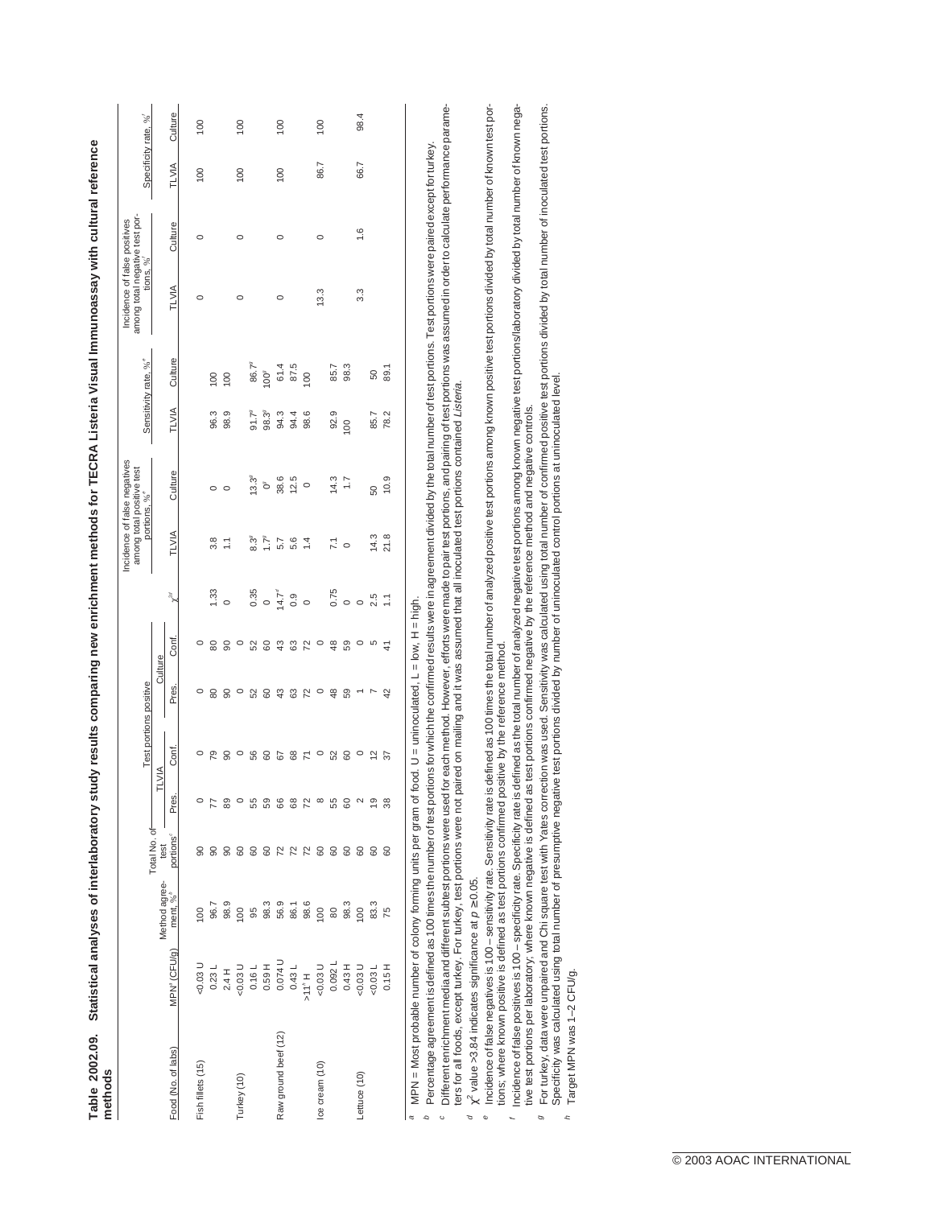**Table 2002.09. Statistical analyses of interlaboratory study results comparing new enrichment methods for TECRA Listeria Visual Immunoassay with cultural reference methods**

| Food (No. of labs) | MPN[a] (CFU/g) | Method agreement, %[b] | Total No. of test portions[c] | Test portions positive | | | | $\chi^{2d}$ | Incidence of false negatives among total positive test portions, %[e] | | Sensitivity rate, %[e] | | Incidence of false positives among total negative test portions, %[f] | | Specificity rate, %[f] | |
|---|---|---|---|---|---|---|---|---|---|---|---|---|---|---|---|---|
| | | | | TLVIA | | Culture | | | | | | | | | | |
| | | | | Pres. | Conf. | Pres. | Conf. | | TLVIA | Culture | TLVIA | Culture | TLVIA | Culture | TLVIA | Culture |
| Fish fillets (15) | <0.03 U | 100 | 90 | 0 | 0 | 0 | 0 | | | | | | 0 | 0 | 100 | 100 |
| | 0.23 L | 96.7 | 90 | 77 | 79 | 80 | 80 | 1.33 | 3.8 | 0 | 96.3 | 100 | | | | |
| | 2.4 H | 98.9 | 90 | 89 | 90 | 90 | 90 | 0 | 1.1 | 0 | 98.9 | 100 | | | | |
| Turkey (10) | <0.03 U | 100 | 60 | 0 | 0 | 0 | 0 | | | | | | 0 | 0 | 100 | 100 |
| | 0.16 L | 95 | 60 | 55 | 56 | 52 | 52 | 0.35 | 8.3[g] | 13.3[g] | 91.7[g] | 86.7[g] | | | | |
| | 0.59 H | 98.3 | 60 | 59 | 60 | 60 | 60 | 0 | 1.7[g] | 0[g] | 98.3[g] | 100[g] | | | | |
| Raw ground beef (12) | 0.074 U | 56.9 | 72 | 66 | 67 | 43 | 43 | 14.7[d] | 5.7 | 38.6 | 94.3 | 61.4 | 0 | 0 | 100 | 100 |
| | 0.43 L | 86.1 | 72 | 68 | 68 | 63 | 63 | 0.9 | 5.6 | 12.5 | 94.4 | 87.5 | | | | |
| | >11[h] H | 98.6 | 72 | 72 | 71 | 72 | 72 | 0 | 1.4 | 0 | 98.6 | 100 | | | | |
| Ice cream (10) | <0.03 U | 100 | 60 | 8 | 0 | 0 | 0 | | | | | | 13.3 | 0 | 86.7 | 100 |
| | 0.092 L | 80 | 60 | 55 | 52 | 48 | 48 | 0.75 | 7.1 | 14.3 | 92.9 | 85.7 | | | | |
| | 0.43 H | 98.3 | 60 | 60 | 60 | 59 | 59 | 0 | 0 | 1.7 | 100 | 98.3 | | | | |
| Lettuce (10) | <0.03 U | 100 | 60 | 2 | 0 | 1 | 0 | 0 | | | | | 3.3 | 1.6 | 66.7 | 98.4 |
| | <0.03 L | 83.3 | 60 | 19 | 12 | 7 | 5 | 2.5 | 14.3 | 50 | 85.7 | 50 | | | | |
| | 0.15 H | 75 | 60 | 38 | 37 | 42 | 41 | 1.1 | 21.8 | 10.9 | 78.2 | 89.1 | | | | |

[a] MPN = Most probable number of colony forming units per gram of food. U = uninoculated, L = low, H = high.

[b] Percentage agreement is defined as 100 times the number of test portions for which the confirmed results were in agreement divided by the total number of test portions. Test portions were paired except for turkey.

[c] Different enrichment media and different subtest portions were used for each method. However, efforts were made to pair test portions, and pairing of test portions was assumed in order to calculate performance parameters for all foods, except turkey. For turkey, test portions were not paired on mailing and it was assumed that all inoculated test portions contained *Listeria*.

[d] $\chi^2$ value >3.84 indicates significance at $p \geq 0.05$.

[e] Incidence of false negatives is 100 – sensitivity rate. Sensitivity rate is defined as 100 times the total number of analyzed positive test portions among known positive test portions divided by total number of known test portions; where known positive is defined as test portions confirmed positive by the reference method.

[f] Incidence of false positives is 100 – specificity rate. Specificity rate is defined as the total number of analyzed negative test portions among known negative test portions/laboratory divided by total number of known negative test portions per laboratory; where known negative is defined as test portions confirmed negative by the reference method and negative controls.

[g] For turkey, data were unpaired and Chi square test with Yates correction was used. Sensitivity was calculated using total number of confirmed positive test portions divided by total number of inoculated test portions. Specificity was calculated using total number of presumptive negative test portions divided by number of uninoculated control portions at uninoculated level.

[h] Target MPN was 1–2 CFU/g.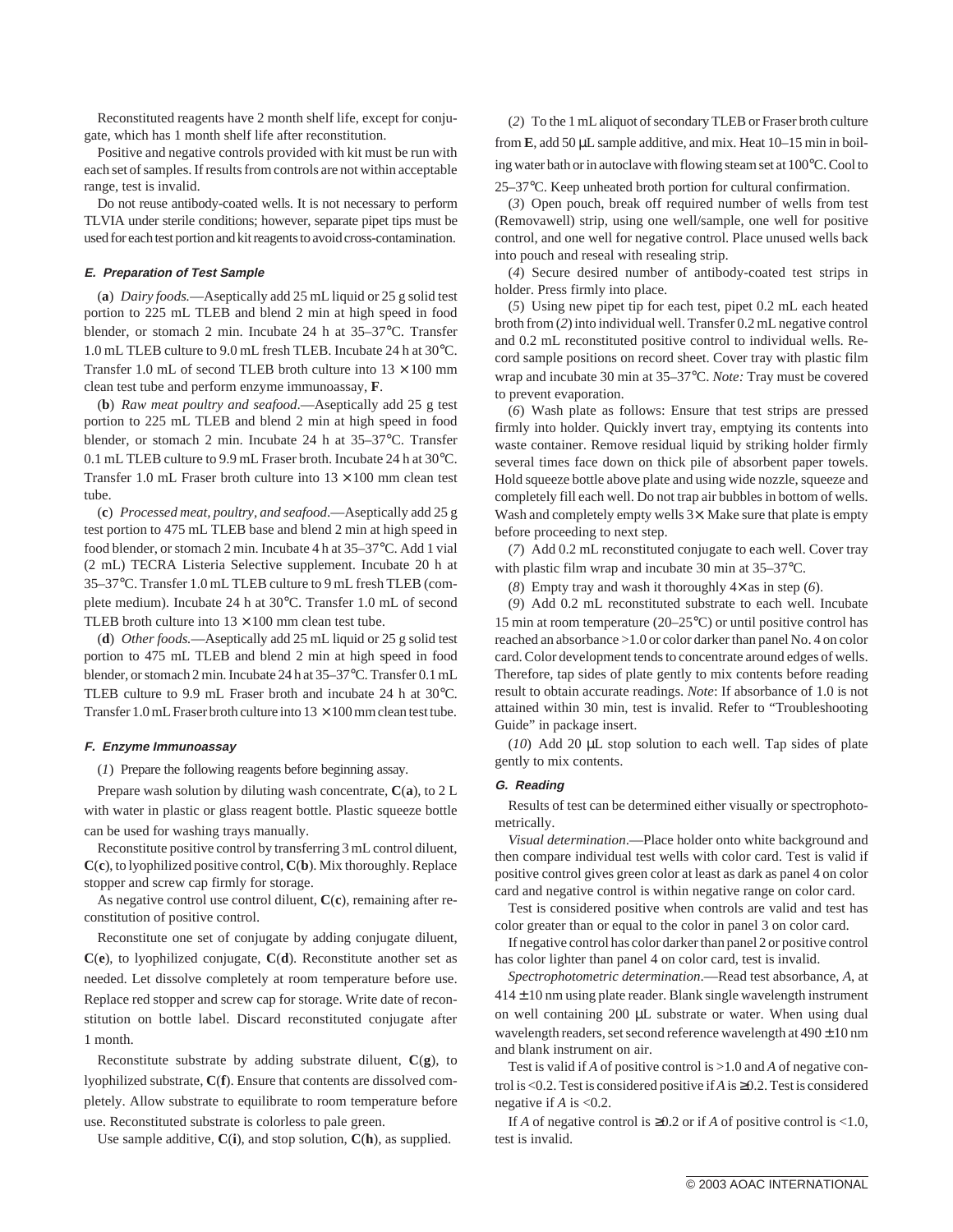Reconstituted reagents have 2 month shelf life, except for conjugate, which has 1 month shelf life after reconstitution.

Positive and negative controls provided with kit must be run with each set of samples. If results from controls are not within acceptable range, test is invalid.

Do not reuse antibody-coated wells. It is not necessary to perform TLVIA under sterile conditions; however, separate pipet tips must be used for each test portion and kit reagents to avoid cross-contamination.

#### *E. Preparation of Test Sample*

(**a**) *Dairy foods.*—Aseptically add 25 mL liquid or 25 g solid test portion to 225 mL TLEB and blend 2 min at high speed in food blender, or stomach 2 min. Incubate 24 h at 35–37°C. Transfer 1.0 mL TLEB culture to 9.0 mL fresh TLEB. Incubate 24 h at 30°C. Transfer 1.0 mL of second TLEB broth culture into 13 × 100 mm clean test tube and perform enzyme immunoassay, **F**.

(**b**) *Raw meat poultry and seafood*.—Aseptically add 25 g test portion to 225 mL TLEB and blend 2 min at high speed in food blender, or stomach 2 min. Incubate 24 h at 35–37°C. Transfer 0.1 mL TLEB culture to 9.9 mL Fraser broth. Incubate 24 h at 30°C. Transfer 1.0 mL Fraser broth culture into 13 × 100 mm clean test tube.

(**c**) *Processed meat, poultry, and seafood*.—Aseptically add 25 g test portion to 475 mL TLEB base and blend 2 min at high speed in food blender, or stomach 2 min. Incubate 4 h at 35–37°C. Add 1 vial (2 mL) TECRA Listeria Selective supplement. Incubate 20 h at 35–37°C. Transfer 1.0 mL TLEB culture to 9 mL fresh TLEB (complete medium). Incubate 24 h at 30°C. Transfer 1.0 mL of second TLEB broth culture into 13 × 100 mm clean test tube.

(**d**) *Other foods.*—Aseptically add 25 mL liquid or 25 g solid test portion to 475 mL TLEB and blend 2 min at high speed in food blender, or stomach 2 min. Incubate 24 h at 35–37°C. Transfer 0.1 mL TLEB culture to 9.9 mL Fraser broth and incubate 24 h at 30°C. Transfer 1.0 mL Fraser broth culture into 13 × 100 mm clean test tube.

#### *F. Enzyme Immunoassay*

(*1*) Prepare the following reagents before beginning assay.

Prepare wash solution by diluting wash concentrate, **C**(**a**), to 2 L with water in plastic or glass reagent bottle. Plastic squeeze bottle can be used for washing trays manually.

Reconstitute positive control by transferring 3 mL control diluent, **C**(**c**), to lyophilized positive control, **C**(**b**). Mix thoroughly. Replace stopper and screw cap firmly for storage.

As negative control use control diluent, **C**(**c**), remaining after reconstitution of positive control.

Reconstitute one set of conjugate by adding conjugate diluent, **C**(**e**), to lyophilized conjugate, **C**(**d**). Reconstitute another set as needed. Let dissolve completely at room temperature before use. Replace red stopper and screw cap for storage. Write date of reconstitution on bottle label. Discard reconstituted conjugate after 1 month.

Reconstitute substrate by adding substrate diluent, **C**(**g**), to lyophilized substrate, **C**(**f**). Ensure that contents are dissolved completely. Allow substrate to equilibrate to room temperature before use. Reconstituted substrate is colorless to pale green.

Use sample additive, **C**(**i**), and stop solution, **C**(**h**), as supplied.

(*2*) To the 1 mL aliquot of secondary TLEB or Fraser broth culture from **E**, add 50 µL sample additive, and mix. Heat 10–15 min in boiling water bath or in autoclave with flowing steam set at 100°C. Cool to 25–37°C. Keep unheated broth portion for cultural confirmation.

(*3*) Open pouch, break off required number of wells from test (Removawell) strip, using one well/sample, one well for positive control, and one well for negative control. Place unused wells back into pouch and reseal with resealing strip.

(*4*) Secure desired number of antibody-coated test strips in holder. Press firmly into place.

(*5*) Using new pipet tip for each test, pipet 0.2 mL each heated broth from (*2*) into individual well. Transfer 0.2 mL negative control and 0.2 mL reconstituted positive control to individual wells. Record sample positions on record sheet. Cover tray with plastic film wrap and incubate 30 min at 35–37°C. *Note:* Tray must be covered to prevent evaporation.

(*6*) Wash plate as follows: Ensure that test strips are pressed firmly into holder. Quickly invert tray, emptying its contents into waste container. Remove residual liquid by striking holder firmly several times face down on thick pile of absorbent paper towels. Hold squeeze bottle above plate and using wide nozzle, squeeze and completely fill each well. Do not trap air bubbles in bottom of wells. Wash and completely empty wells 3×. Make sure that plate is empty before proceeding to next step.

(*7*) Add 0.2 mL reconstituted conjugate to each well. Cover tray with plastic film wrap and incubate 30 min at 35–37°C.

(*8*) Empty tray and wash it thoroughly 4× as in step (*6*).

(*9*) Add 0.2 mL reconstituted substrate to each well. Incubate 15 min at room temperature (20–25°C) or until positive control has reached an absorbance >1.0 or color darker than panel No. 4 on color card. Color development tends to concentrate around edges of wells. Therefore, tap sides of plate gently to mix contents before reading result to obtain accurate readings. *Note*: If absorbance of 1.0 is not attained within 30 min, test is invalid. Refer to "Troubleshooting Guide" in package insert.

(*10*) Add 20 µL stop solution to each well. Tap sides of plate gently to mix contents.

#### *G. Reading*

Results of test can be determined either visually or spectrophotometrically.

*Visual determination*.—Place holder onto white background and then compare individual test wells with color card. Test is valid if positive control gives green color at least as dark as panel 4 on color card and negative control is within negative range on color card.

Test is considered positive when controls are valid and test has color greater than or equal to the color in panel 3 on color card.

If negative control has color darker than panel 2 or positive control has color lighter than panel 4 on color card, test is invalid.

*Spectrophotometric determination*.—Read test absorbance, *A*, at 414 ± 10 nm using plate reader. Blank single wavelength instrument on well containing 200 µL substrate or water. When using dual wavelength readers, set second reference wavelength at 490 ± 10 nm and blank instrument on air.

Test is valid if *A* of positive control is >1.0 and *A* of negative control is <0.2. Test is considered positive if *A* is ≥0.2. Test is considered negative if *A* is <0.2.

If *A* of negative control is ≥0.2 or if *A* of positive control is <1.0, test is invalid.

© 2003 AOAC INTERNATIONAL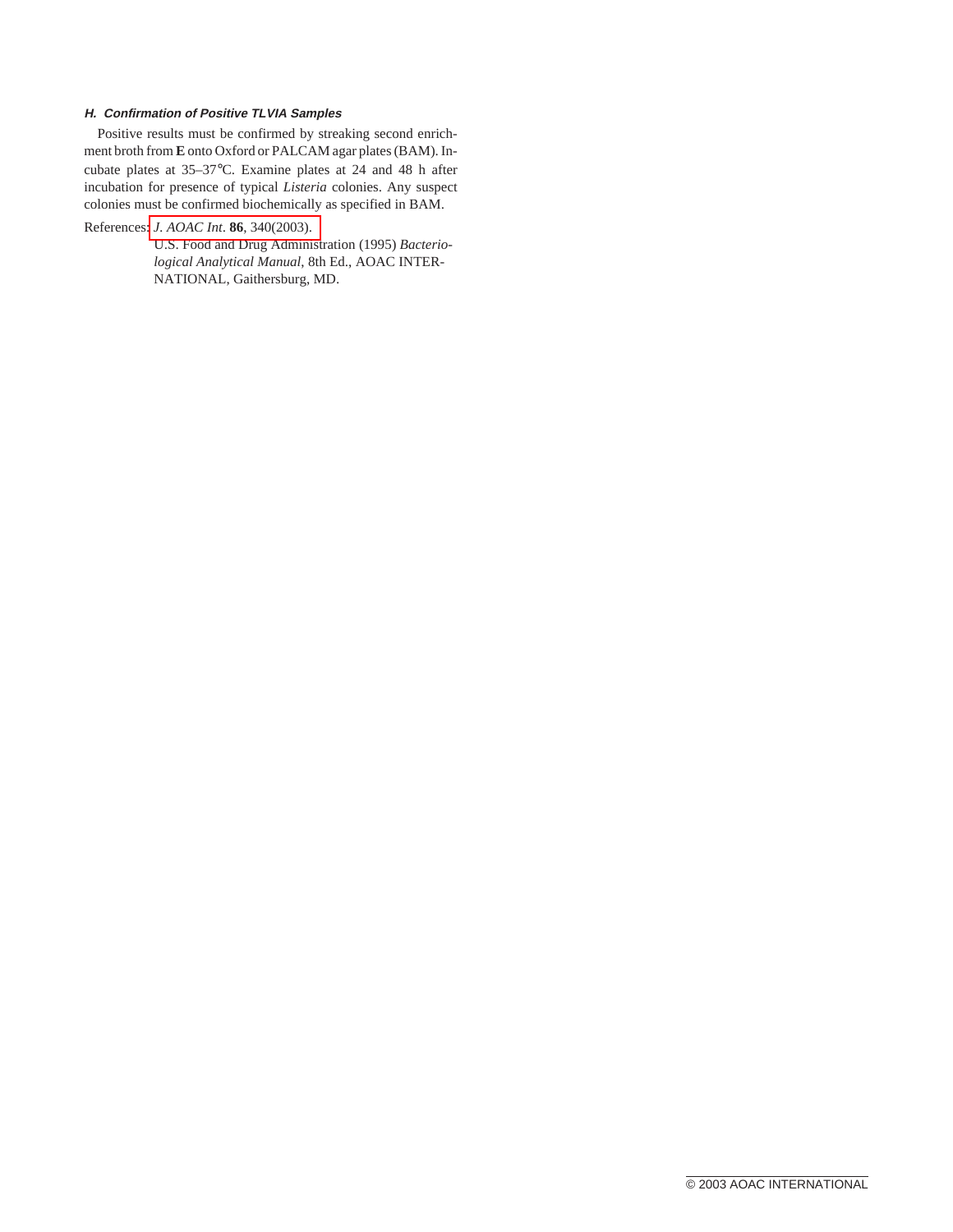### H. Confirmation of Positive TLVIA Samples

Positive results must be confirmed by streaking second enrichment broth from **E** onto Oxford or PALCAM agar plates (BAM). Incubate plates at 35–37°C. Examine plates at 24 and 48 h after incubation for presence of typical *Listeria* colonies. Any suspect colonies must be confirmed biochemically as specified in BAM.

References: *J. AOAC Int.* **86**, 340(2003).

U.S. Food and Drug Administration (1995) *Bacteriological Analytical Manual*, 8th Ed., AOAC INTERNATIONAL, Gaithersburg, MD.

© 2003 AOAC INTERNATIONAL